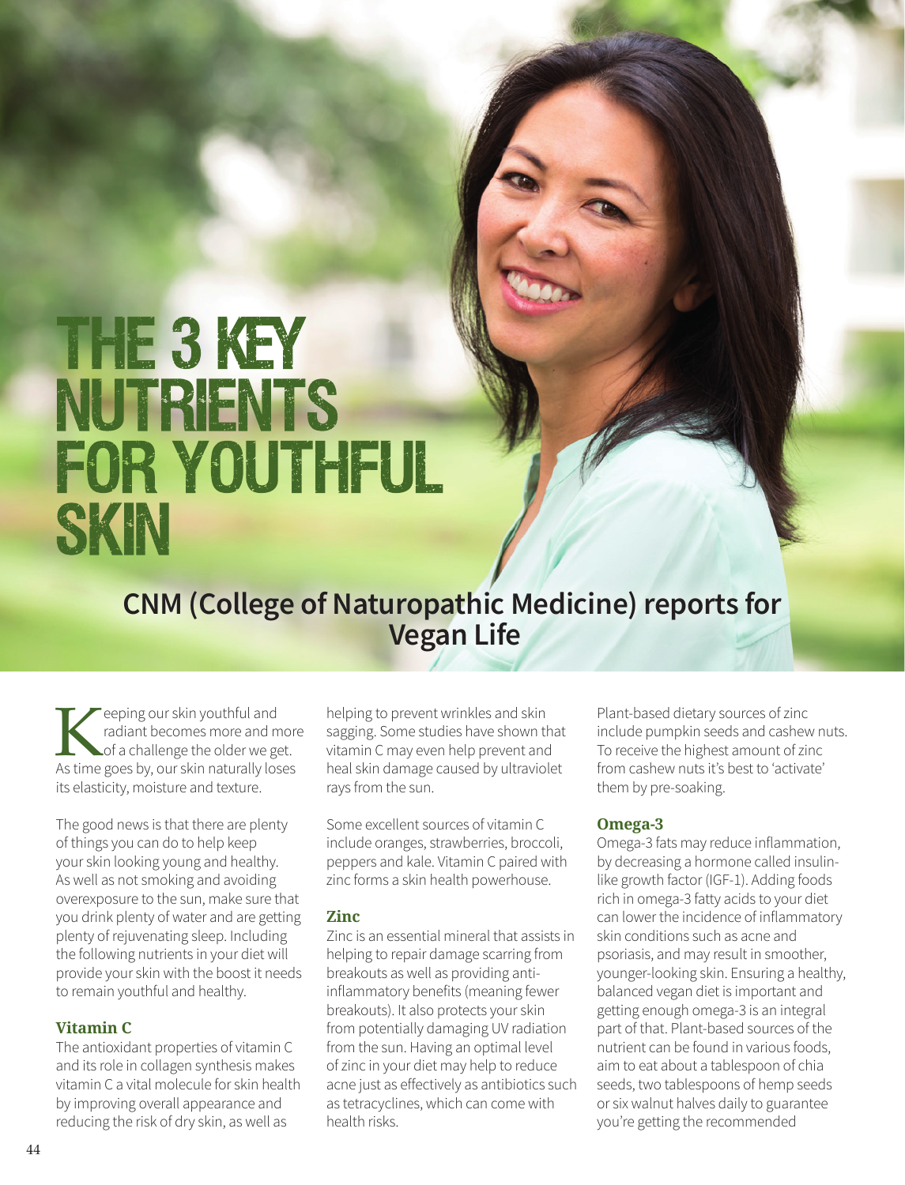# THE 3 KEY NUTRIENTS FOR YOUTHFUL SKIN

## CNM (College of Naturopathic Medicine) reports for Vegan Life

Keeping our skin youthful and radiant becomes more and more of a challenge the older we get. As time goes by, our skin naturally loses its elasticity, moisture and texture.

The good news is that there are plenty of things you can do to help keep your skin looking young and healthy. As well as not smoking and avoiding overexposure to the sun, make sure that you drink plenty of water and are getting plenty of rejuvenating sleep. Including the following nutrients in your diet will provide your skin with the boost it needs to remain youthful and healthy.

### Vitamin C

The antioxidant properties of vitamin C and its role in collagen synthesis makes vitamin C a vital molecule for skin health by improving overall appearance and reducing the risk of dry skin, as well as helping to prevent wrinkles and skin sagging. Some studies have shown that vitamin C may even help prevent and heal skin damage caused by ultraviolet rays from the sun.

Some excellent sources of vitamin C include oranges, strawberries, broccoli, peppers and kale. Vitamin C paired with zinc forms a skin health powerhouse.

### Zinc

Zinc is an essential mineral that assists in helping to repair damage scarring from breakouts as well as providing anti-inflammatory benefits (meaning fewer breakouts). It also protects your skin from potentially damaging UV radiation from the sun. Having an optimal level of zinc in your diet may help to reduce acne just as effectively as antibiotics such as tetracyclines, which can come with health risks.

Plant-based dietary sources of zinc include pumpkin seeds and cashew nuts. To receive the highest amount of zinc from cashew nuts it's best to 'activate' them by pre-soaking.

### Omega-3

Omega-3 fats may reduce inflammation, by decreasing a hormone called insulin-like growth factor (IGF-1). Adding foods rich in omega-3 fatty acids to your diet can lower the incidence of inflammatory skin conditions such as acne and psoriasis, and may result in smoother, younger-looking skin. Ensuring a healthy, balanced vegan diet is important and getting enough omega-3 is an integral part of that. Plant-based sources of the nutrient can be found in various foods, aim to eat about a tablespoon of chia seeds, two tablespoons of hemp seeds or six walnut halves daily to guarantee you're getting the recommended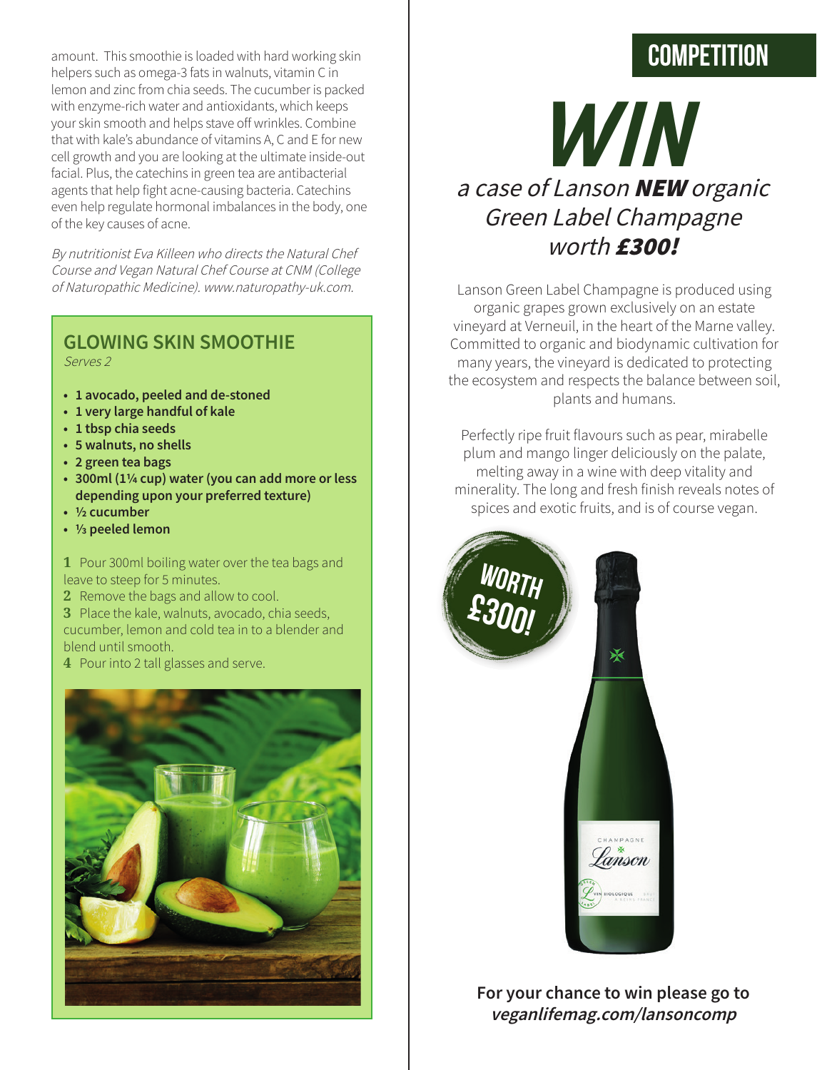amount. This smoothie is loaded with hard working skin helpers such as omega-3 fats in walnuts, vitamin C in lemon and zinc from chia seeds. The cucumber is packed with enzyme-rich water and antioxidants, which keeps your skin smooth and helps stave off wrinkles. Combine that with kale's abundance of vitamins A, C and E for new cell growth and you are looking at the ultimate inside-out facial. Plus, the catechins in green tea are antibacterial agents that help fight acne-causing bacteria. Catechins even help regulate hormonal imbalances in the body, one of the key causes of acne.

*By nutritionist Eva Killeen who directs the Natural Chef Course and Vegan Natural Chef Course at CNM (College of Naturopathic Medicine). www.naturopathy-uk.com.*

## GLOWING SKIN SMOOTHIE

*Serves 2*

- **1 avocado, peeled and de-stoned**
- **1 very large handful of kale**
- **1 tbsp chia seeds**
- **5 walnuts, no shells**
- **2 green tea bags**
- **300ml (1¼ cup) water (you can add more or less depending upon your preferred texture)**
- **½ cucumber**
- **⅓ peeled lemon**

**1** Pour 300ml boiling water over the tea bags and leave to steep for 5 minutes.

**2** Remove the bags and allow to cool.

**3** Place the kale, walnuts, avocado, chia seeds, cucumber, lemon and cold tea in to a blender and blend until smooth.

**4** Pour into 2 tall glasses and serve.

## COMPETITION

# WIN

## *a case of Lanson **NEW** organic Green Label Champagne worth **£300!***

Lanson Green Label Champagne is produced using organic grapes grown exclusively on an estate vineyard at Verneuil, in the heart of the Marne valley. Committed to organic and biodynamic cultivation for many years, the vineyard is dedicated to protecting the ecosystem and respects the balance between soil, plants and humans.

Perfectly ripe fruit flavours such as pear, mirabelle plum and mango linger deliciously on the palate, melting away in a wine with deep vitality and minerality. The long and fresh finish reveals notes of spices and exotic fruits, and is of course vegan.

WORTH £300!

**For your chance to win please go to *veganlifemag.com/lansoncomp***